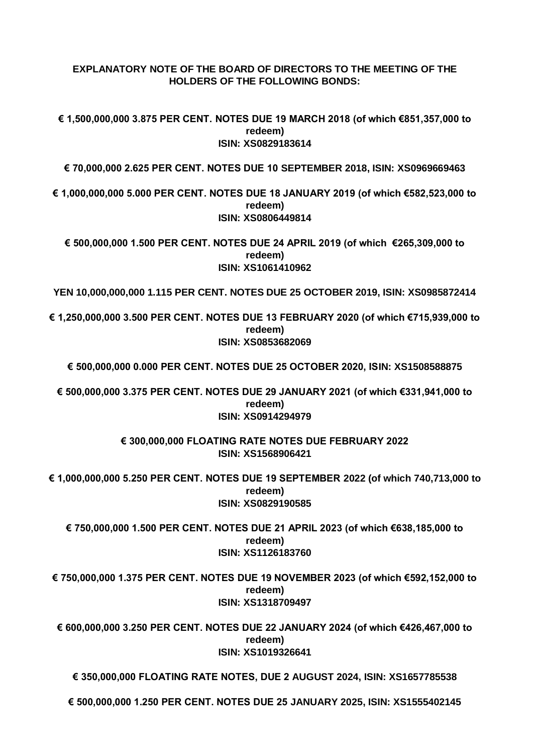**EXPLANATORY NOTE OF THE BOARD OF DIRECTORS TO THE MEETING OF THE HOLDERS OF THE FOLLOWING BONDS:**

**€ 1,500,000,000 3.875 PER CENT. NOTES DUE 19 MARCH 2018 (of which €851,357,000 to redeem)
ISIN: XS0829183614**

**€ 70,000,000 2.625 PER CENT. NOTES DUE 10 SEPTEMBER 2018, ISIN: XS0969669463**

**€ 1,000,000,000 5.000 PER CENT. NOTES DUE 18 JANUARY 2019 (of which €582,523,000 to redeem)
ISIN: XS0806449814**

**€ 500,000,000 1.500 PER CENT. NOTES DUE 24 APRIL 2019 (of which €265,309,000 to redeem)
ISIN: XS1061410962**

**YEN 10,000,000,000 1.115 PER CENT. NOTES DUE 25 OCTOBER 2019, ISIN: XS0985872414**

**€ 1,250,000,000 3.500 PER CENT. NOTES DUE 13 FEBRUARY 2020 (of which €715,939,000 to redeem)
ISIN: XS0853682069**

**€ 500,000,000 0.000 PER CENT. NOTES DUE 25 OCTOBER 2020, ISIN: XS1508588875**

**€ 500,000,000 3.375 PER CENT. NOTES DUE 29 JANUARY 2021 (of which €331,941,000 to redeem)
ISIN: XS0914294979**

**€ 300,000,000 FLOATING RATE NOTES DUE FEBRUARY 2022
ISIN: XS1568906421**

**€ 1,000,000,000 5.250 PER CENT. NOTES DUE 19 SEPTEMBER 2022 (of which 740,713,000 to redeem)
ISIN: XS0829190585**

**€ 750,000,000 1.500 PER CENT. NOTES DUE 21 APRIL 2023 (of which €638,185,000 to redeem)
ISIN: XS1126183760**

**€ 750,000,000 1.375 PER CENT. NOTES DUE 19 NOVEMBER 2023 (of which €592,152,000 to redeem)
ISIN: XS1318709497**

**€ 600,000,000 3.250 PER CENT. NOTES DUE 22 JANUARY 2024 (of which €426,467,000 to redeem)
ISIN: XS1019326641**

**€ 350,000,000 FLOATING RATE NOTES, DUE 2 AUGUST 2024, ISIN: XS1657785538**

**€ 500,000,000 1.250 PER CENT. NOTES DUE 25 JANUARY 2025, ISIN: XS1555402145**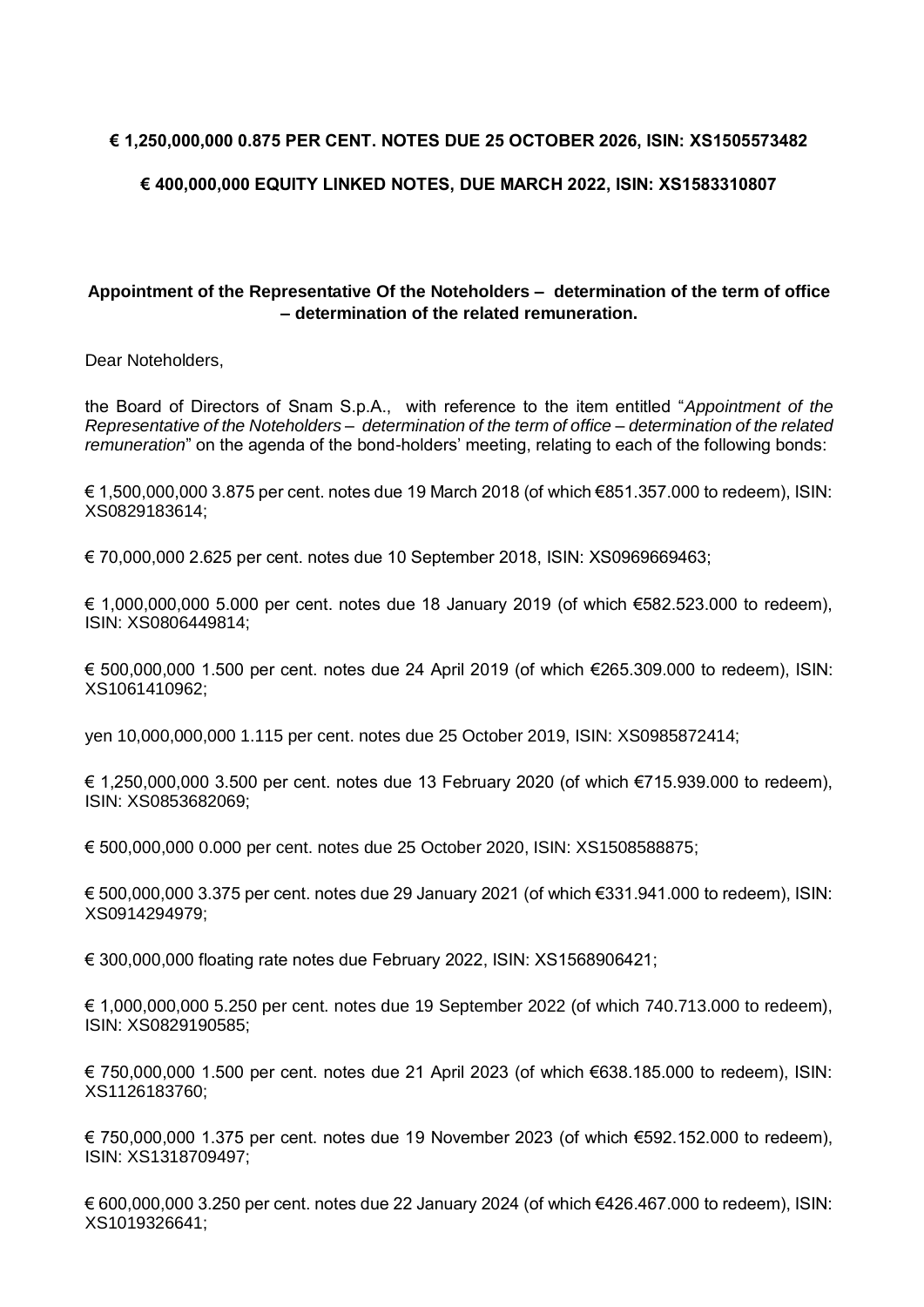**€ 1,250,000,000 0.875 PER CENT. NOTES DUE 25 OCTOBER 2026, ISIN: XS1505573482**

**€ 400,000,000 EQUITY LINKED NOTES, DUE MARCH 2022, ISIN: XS1583310807**

**Appointment of the Representative Of the Noteholders – determination of the term of office – determination of the related remuneration.**

Dear Noteholders,

the Board of Directors of Snam S.p.A., with reference to the item entitled "*Appointment of the Representative of the Noteholders – determination of the term of office – determination of the related remuneration*" on the agenda of the bond-holders' meeting, relating to each of the following bonds:

€ 1,500,000,000 3.875 per cent. notes due 19 March 2018 (of which €851.357.000 to redeem), ISIN: XS0829183614;

€ 70,000,000 2.625 per cent. notes due 10 September 2018, ISIN: XS0969669463;

€ 1,000,000,000 5.000 per cent. notes due 18 January 2019 (of which €582.523.000 to redeem), ISIN: XS0806449814;

€ 500,000,000 1.500 per cent. notes due 24 April 2019 (of which €265.309.000 to redeem), ISIN: XS1061410962;

yen 10,000,000,000 1.115 per cent. notes due 25 October 2019, ISIN: XS0985872414;

€ 1,250,000,000 3.500 per cent. notes due 13 February 2020 (of which €715.939.000 to redeem), ISIN: XS0853682069;

€ 500,000,000 0.000 per cent. notes due 25 October 2020, ISIN: XS1508588875;

€ 500,000,000 3.375 per cent. notes due 29 January 2021 (of which €331.941.000 to redeem), ISIN: XS0914294979;

€ 300,000,000 floating rate notes due February 2022, ISIN: XS1568906421;

€ 1,000,000,000 5.250 per cent. notes due 19 September 2022 (of which 740.713.000 to redeem), ISIN: XS0829190585;

€ 750,000,000 1.500 per cent. notes due 21 April 2023 (of which €638.185.000 to redeem), ISIN: XS1126183760;

€ 750,000,000 1.375 per cent. notes due 19 November 2023 (of which €592.152.000 to redeem), ISIN: XS1318709497;

€ 600,000,000 3.250 per cent. notes due 22 January 2024 (of which €426.467.000 to redeem), ISIN: XS1019326641;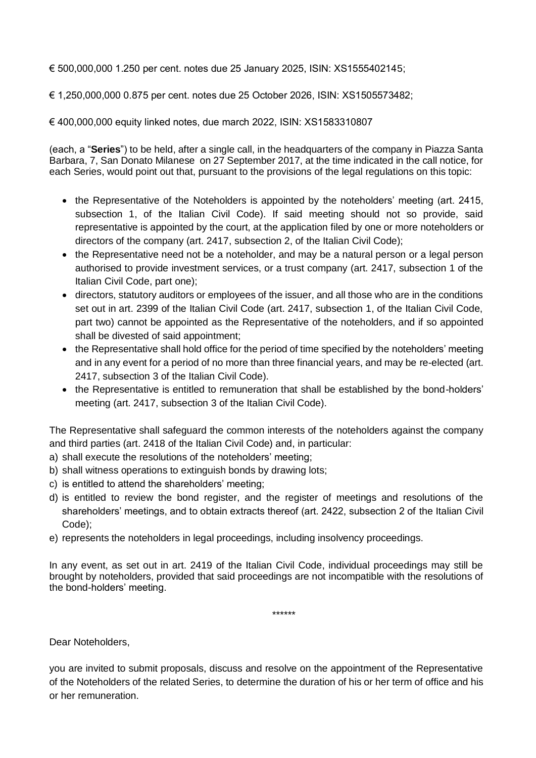€ 500,000,000 1.250 per cent. notes due 25 January 2025, ISIN: XS1555402145;

€ 1,250,000,000 0.875 per cent. notes due 25 October 2026, ISIN: XS1505573482;

€ 400,000,000 equity linked notes, due march 2022, ISIN: XS1583310807

(each, a "**Series**") to be held, after a single call, in the headquarters of the company in Piazza Santa Barbara, 7, San Donato Milanese on 27 September 2017, at the time indicated in the call notice, for each Series, would point out that, pursuant to the provisions of the legal regulations on this topic:

- the Representative of the Noteholders is appointed by the noteholders' meeting (art. 2415, subsection 1, of the Italian Civil Code). If said meeting should not so provide, said representative is appointed by the court, at the application filed by one or more noteholders or directors of the company (art. 2417, subsection 2, of the Italian Civil Code);
- the Representative need not be a noteholder, and may be a natural person or a legal person authorised to provide investment services, or a trust company (art. 2417, subsection 1 of the Italian Civil Code, part one);
- directors, statutory auditors or employees of the issuer, and all those who are in the conditions set out in art. 2399 of the Italian Civil Code (art. 2417, subsection 1, of the Italian Civil Code, part two) cannot be appointed as the Representative of the noteholders, and if so appointed shall be divested of said appointment;
- the Representative shall hold office for the period of time specified by the noteholders' meeting and in any event for a period of no more than three financial years, and may be re-elected (art. 2417, subsection 3 of the Italian Civil Code).
- the Representative is entitled to remuneration that shall be established by the bond-holders' meeting (art. 2417, subsection 3 of the Italian Civil Code).

The Representative shall safeguard the common interests of the noteholders against the company and third parties (art. 2418 of the Italian Civil Code) and, in particular:

a) shall execute the resolutions of the noteholders' meeting;
b) shall witness operations to extinguish bonds by drawing lots;
c) is entitled to attend the shareholders' meeting;
d) is entitled to review the bond register, and the register of meetings and resolutions of the shareholders' meetings, and to obtain extracts thereof (art. 2422, subsection 2 of the Italian Civil Code);
e) represents the noteholders in legal proceedings, including insolvency proceedings.

In any event, as set out in art. 2419 of the Italian Civil Code, individual proceedings may still be brought by noteholders, provided that said proceedings are not incompatible with the resolutions of the bond-holders' meeting.

******

Dear Noteholders,

you are invited to submit proposals, discuss and resolve on the appointment of the Representative of the Noteholders of the related Series, to determine the duration of his or her term of office and his or her remuneration.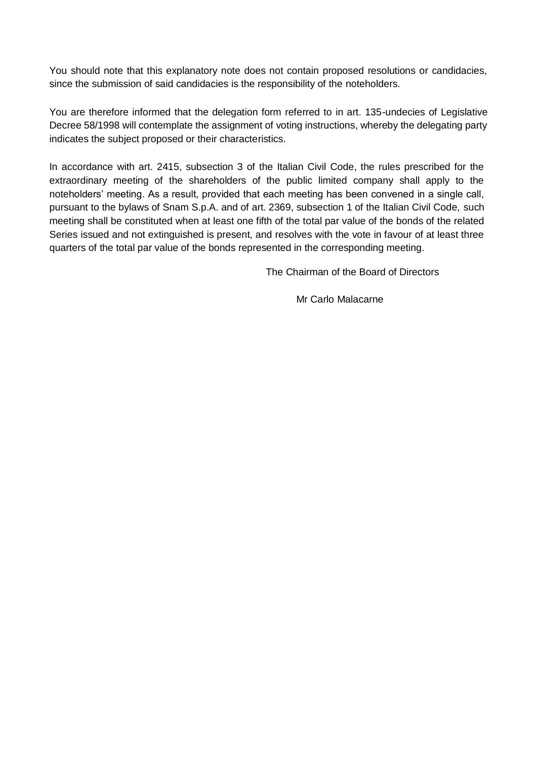You should note that this explanatory note does not contain proposed resolutions or candidacies, since the submission of said candidacies is the responsibility of the noteholders.

You are therefore informed that the delegation form referred to in art. 135-undecies of Legislative Decree 58/1998 will contemplate the assignment of voting instructions, whereby the delegating party indicates the subject proposed or their characteristics.

In accordance with art. 2415, subsection 3 of the Italian Civil Code, the rules prescribed for the extraordinary meeting of the shareholders of the public limited company shall apply to the noteholders' meeting. As a result, provided that each meeting has been convened in a single call, pursuant to the bylaws of Snam S.p.A. and of art. 2369, subsection 1 of the Italian Civil Code, such meeting shall be constituted when at least one fifth of the total par value of the bonds of the related Series issued and not extinguished is present, and resolves with the vote in favour of at least three quarters of the total par value of the bonds represented in the corresponding meeting.

The Chairman of the Board of Directors

Mr Carlo Malacarne